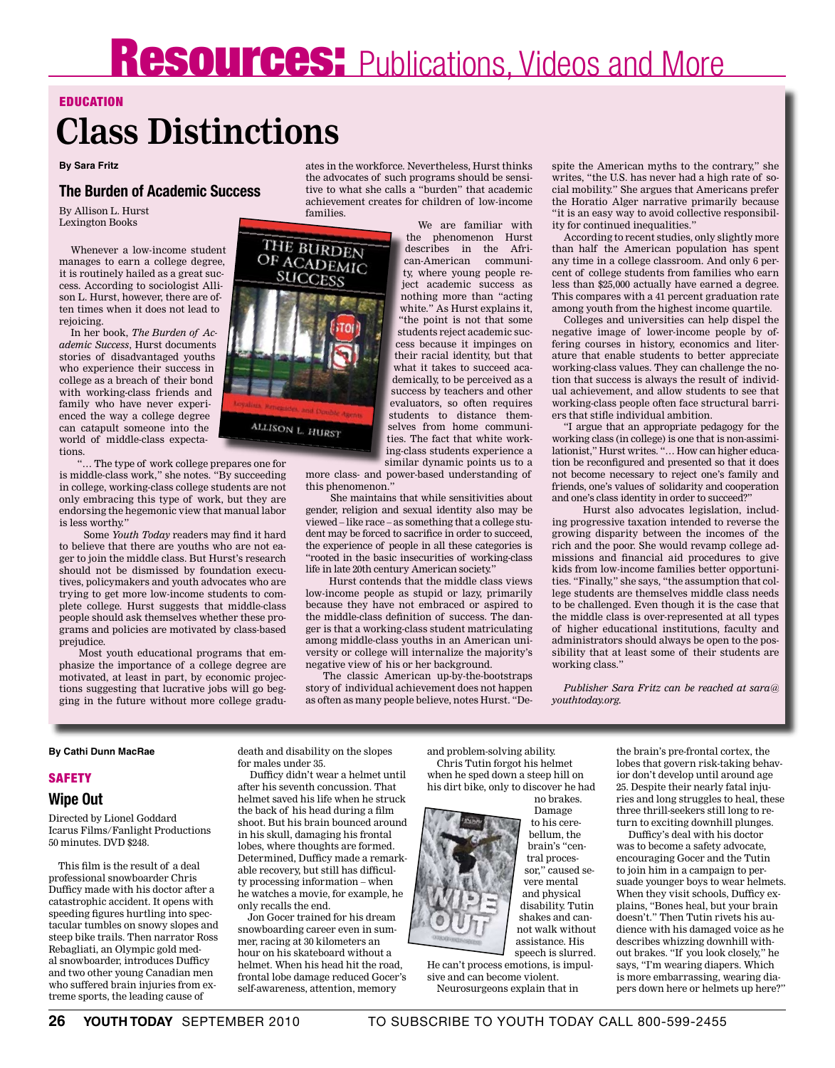# Resources: Publications, Videos and More

EDUCATION

## Class Distinctions

**By Sara Fritz**

### The Burden of Academic Success

By Allison L. Hurst
Lexington Books

Whenever a low-income student manages to earn a college degree, it is routinely hailed as a great success. According to sociologist Allison L. Hurst, however, there are often times when it does not lead to rejoicing.

In her book, *The Burden of Academic Success*, Hurst documents stories of disadvantaged youths who experience their success in college as a breach of their bond with working-class friends and family who have never experienced the way a college degree can catapult someone into the world of middle-class expectations.

"… The type of work college prepares one for is middle-class work," she notes. "By succeeding in college, working-class college students are not only embracing this type of work, but they are endorsing the hegemonic view that manual labor is less worthy."

Some *Youth Today* readers may find it hard to believe that there are youths who are not eager to join the middle class. But Hurst's research should not be dismissed by foundation executives, policymakers and youth advocates who are trying to get more low-income students to complete college. Hurst suggests that middle-class people should ask themselves whether these programs and policies are motivated by class-based prejudice.

Most youth educational programs that emphasize the importance of a college degree are motivated, at least in part, by economic projections suggesting that lucrative jobs will go begging in the future without more college graduates in the workforce. Nevertheless, Hurst thinks the advocates of such programs should be sensitive to what she calls a "burden" that academic achievement creates for children of low-income families.

We are familiar with the phenomenon Hurst describes in the African-American community, where young people reject academic success as nothing more than "acting white." As Hurst explains it, "the point is not that some students reject academic success because it impinges on their racial identity, but that what it takes to succeed academically, to be perceived as a success by teachers and other evaluators, so often requires students to distance themselves from home communities. The fact that white working-class students experience a similar dynamic points us to a more class- and power-based understanding of this phenomenon."

She maintains that while sensitivities about gender, religion and sexual identity also may be viewed – like race – as something that a college student may be forced to sacrifice in order to succeed, the experience of people in all these categories is "rooted in the basic insecurities of working-class life in late 20th century American society."

Hurst contends that the middle class views low-income people as stupid or lazy, primarily because they have not embraced or aspired to the middle-class definition of success. The danger is that a working-class student matriculating among middle-class youths in an American university or college will internalize the majority's negative view of his or her background.

The classic American up-by-the-bootstraps story of individual achievement does not happen as often as many people believe, notes Hurst. "Despite the American myths to the contrary," she writes, "the U.S. has never had a high rate of social mobility." She argues that Americans prefer the Horatio Alger narrative primarily because "it is an easy way to avoid collective responsibility for continued inequalities."

According to recent studies, only slightly more than half the American population has spent any time in a college classroom. And only 6 percent of college students from families who earn less than $25,000 actually have earned a degree. This compares with a 41 percent graduation rate among youth from the highest income quartile.

Colleges and universities can help dispel the negative image of lower-income people by offering courses in history, economics and literature that enable students to better appreciate working-class values. They can challenge the notion that success is always the result of individual achievement, and allow students to see that working-class people often face structural barriers that stifle individual ambition.

"I argue that an appropriate pedagogy for the working class (in college) is one that is non-assimilationist," Hurst writes. "… How can higher education be reconfigured and presented so that it does not become necessary to reject one's family and friends, one's values of solidarity and cooperation and one's class identity in order to succeed?"

Hurst also advocates legislation, including progressive taxation intended to reverse the growing disparity between the incomes of the rich and the poor. She would revamp college admissions and financial aid procedures to give kids from low-income families better opportunities. "Finally," she says, "the assumption that college students are themselves middle class needs to be challenged. Even though it is the case that the middle class is over-represented at all types of higher educational institutions, faculty and administrators should always be open to the possibility that at least some of their students are working class."

*Publisher Sara Fritz can be reached at sara@youthtoday.org.*

---

**By Cathi Dunn MacRae**

SAFETY

### Wipe Out

Directed by Lionel Goddard
Icarus Films/Fanlight Productions
50 minutes. DVD $248.

This film is the result of a deal professional snowboarder Chris Dufficy made with his doctor after a catastrophic accident. It opens with speeding figures hurtling into spectacular tumbles on snowy slopes and steep bike trails. Then narrator Ross Rebagliati, an Olympic gold medal snowboarder, introduces Dufficy and two other young Canadian men who suffered brain injuries from extreme sports, the leading cause of death and disability on the slopes for males under 35.

Dufficy didn't wear a helmet until after his seventh concussion. That helmet saved his life when he struck the back of his head during a film shoot. But his brain bounced around in his skull, damaging his frontal lobes, where thoughts are formed. Determined, Dufficy made a remarkable recovery, but still has difficulty processing information – when he watches a movie, for example, he only recalls the end.

Jon Gocer trained for his dream snowboarding career even in summer, racing at 30 kilometers an hour on his skateboard without a helmet. When his head hit the road, frontal lobe damage reduced Gocer's self-awareness, attention, memory and problem-solving ability.

Chris Tutin forgot his helmet when he sped down a steep hill on his dirt bike, only to discover he had no brakes. Damage to his cerebellum, the brain's "central processor," caused severe mental and physical disability. Tutin shakes and cannot walk without assistance. His speech is slurred. He can't process emotions, is impulsive and can become violent.

Neurosurgeons explain that in the brain's pre-frontal cortex, the lobes that govern risk-taking behavior don't develop until around age 25. Despite their nearly fatal injuries and long struggles to heal, these three thrill-seekers still long to return to exciting downhill plunges.

Dufficy's deal with his doctor was to become a safety advocate, encouraging Gocer and the Tutin to join him in a campaign to persuade younger boys to wear helmets. When they visit schools, Dufficy explains, "Bones heal, but your brain doesn't." Then Tutin rivets his audience with his damaged voice as he describes whizzing downhill without brakes. "If you look closely," he says, "I'm wearing diapers. Which is more embarrassing, wearing diapers down here or helmets up here?"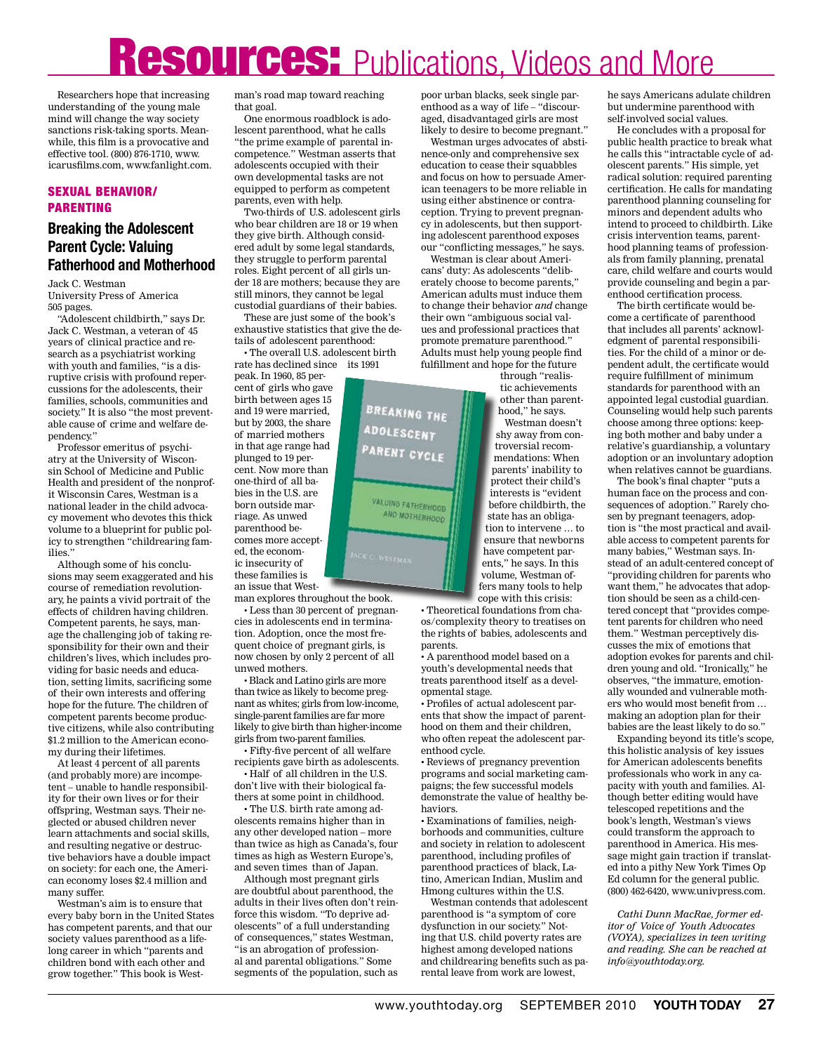# Resources: Publications, Videos and More

Researchers hope that increasing understanding of the young male mind will change the way society sanctions risk-taking sports. Meanwhile, this film is a provocative and effective tool. (800) 876-1710, www.icarusfilms.com, www.fanlight.com.

## SEXUAL BEHAVIOR/ PARENTING

### Breaking the Adolescent Parent Cycle: Valuing Fatherhood and Motherhood

Jack C. Westman
University Press of America
505 pages.

"Adolescent childbirth," says Dr. Jack C. Westman, a veteran of 45 years of clinical practice and research as a psychiatrist working with youth and families, "is a disruptive crisis with profound repercussions for the adolescents, their families, schools, communities and society." It is also "the most preventable cause of crime and welfare dependency."

Professor emeritus of psychiatry at the University of Wisconsin School of Medicine and Public Health and president of the nonprofit Wisconsin Cares, Westman is a national leader in the child advocacy movement who devotes this thick volume to a blueprint for public policy to strengthen "childrearing families."

Although some of his conclusions may seem exaggerated and his course of remediation revolutionary, he paints a vivid portrait of the effects of children having children. Competent parents, he says, manage the challenging job of taking responsibility for their own and their children's lives, which includes providing for basic needs and education, setting limits, sacrificing some of their own interests and offering hope for the future. The children of competent parents become productive citizens, while also contributing $1.2 million to the American economy during their lifetimes.

At least 4 percent of all parents (and probably more) are incompetent – unable to handle responsibility for their own lives or for their offspring, Westman says. Their neglected or abused children never learn attachments and social skills, and resulting negative or destructive behaviors have a double impact on society: for each one, the American economy loses $2.4 million and many suffer.

Westman's aim is to ensure that every baby born in the United States has competent parents, and that our society values parenthood as a lifelong career in which "parents and children bond with each other and grow together." This book is Westman's road map toward reaching that goal.

One enormous roadblock is adolescent parenthood, what he calls "the prime example of parental incompetence." Westman asserts that adolescents occupied with their own developmental tasks are not equipped to perform as competent parents, even with help.

Two-thirds of U.S. adolescent girls who bear children are 18 or 19 when they give birth. Although considered adult by some legal standards, they struggle to perform parental roles. Eight percent of all girls under 18 are mothers; because they are still minors, they cannot be legal custodial guardians of their babies.

These are just some of the book's exhaustive statistics that give the details of adolescent parenthood:

- The overall U.S. adolescent birth rate has declined since its 1991 peak. In 1960, 85 percent of girls who gave birth between ages 15 and 19 were married, but by 2003, the share of married mothers in that age range had plunged to 19 percent. Now more than one-third of all babies in the U.S. are born outside marriage. As unwed parenthood becomes more accepted, the economic insecurity of these families is an issue that Westman explores throughout the book.
- Less than 30 percent of pregnancies in adolescents end in termination. Adoption, once the most frequent choice of pregnant girls, is now chosen by only 2 percent of all unwed mothers.
- Black and Latino girls are more than twice as likely to become pregnant as whites; girls from low-income, single-parent families are far more likely to give birth than higher-income girls from two-parent families.
- Fifty-five percent of all welfare recipients gave birth as adolescents.
- Half of all children in the U.S. don't live with their biological fathers at some point in childhood.
- The U.S. birth rate among adolescents remains higher than in any other developed nation – more than twice as high as Canada's, four times as high as Western Europe's, and seven times than of Japan.

Although most pregnant girls are doubtful about parenthood, the adults in their lives often don't reinforce this wisdom. "To deprive adolescents" of a full understanding of consequences," states Westman, "is an abrogation of professional and parental obligations." Some segments of the population, such as poor urban blacks, seek single parenthood as a way of life – "discouraged, disadvantaged girls are most likely to desire to become pregnant."

Westman urges advocates of abstinence-only and comprehensive sex education to cease their squabbles and focus on how to persuade American teenagers to be more reliable in using either abstinence or contraception. Trying to prevent pregnancy in adolescents, but then supporting adolescent parenthood exposes our "conflicting messages," he says.

Westman is clear about Americans' duty: As adolescents "deliberately choose to become parents," American adults must induce them to change their behavior *and* change their own "ambiguous social values and professional practices that promote premature parenthood." Adults must help young people find fulfillment and hope for the future through "realistic achievements other than parenthood," he says.

Westman doesn't shy away from controversial recommendations: When parents' inability to protect their child's interests is "evident before childbirth, the state has an obligation to intervene … to ensure that newborns have competent parents," he says. In this volume, Westman offers many tools to help cope with this crisis:

- Theoretical foundations from chaos/complexity theory to treatises on the rights of babies, adolescents and parents.
- A parenthood model based on a youth's developmental needs that treats parenthood itself as a developmental stage.
- Profiles of actual adolescent parents that show the impact of parenthood on them and their children, who often repeat the adolescent parenthood cycle.
- Reviews of pregnancy prevention programs and social marketing campaigns; the few successful models demonstrate the value of healthy behaviors.
- Examinations of families, neighborhoods and communities, culture and society in relation to adolescent parenthood, including profiles of parenthood practices of black, Latino, American Indian, Muslim and Hmong cultures within the U.S.

Westman contends that adolescent parenthood is "a symptom of core dysfunction in our society." Noting that U.S. child poverty rates are highest among developed nations and childrearing benefits such as parental leave from work are lowest, he says Americans adulate children but undermine parenthood with self-involved social values.

He concludes with a proposal for public health practice to break what he calls this "intractable cycle of adolescent parents." His simple, yet radical solution: required parenting certification. He calls for mandating parenthood planning counseling for minors and dependent adults who intend to proceed to childbirth. Like crisis intervention teams, parenthood planning teams of professionals from family planning, prenatal care, child welfare and courts would provide counseling and begin a parenthood certification process.

The birth certificate would become a certificate of parenthood that includes all parents' acknowledgment of parental responsibilities. For the child of a minor or dependent adult, the certificate would require fulfillment of minimum standards for parenthood with an appointed legal custodial guardian. Counseling would help such parents choose among three options: keeping both mother and baby under a relative's guardianship, a voluntary adoption or an involuntary adoption when relatives cannot be guardians.

The book's final chapter "puts a human face on the process and consequences of adoption." Rarely chosen by pregnant teenagers, adoption is "the most practical and available access to competent parents for many babies," Westman says. Instead of an adult-centered concept of "providing children for parents who want them," he advocates that adoption should be seen as a child-centered concept that "provides competent parents for children who need them." Westman perceptively discusses the mix of emotions that adoption evokes for parents and children young and old. "Ironically," he observes, "the immature, emotionally wounded and vulnerable mothers who would most benefit from … making an adoption plan for their babies are the least likely to do so."

Expanding beyond its title's scope, this holistic analysis of key issues for American adolescents benefits professionals who work in any capacity with youth and families. Although better editing would have telescoped repetitions and the book's length, Westman's views could transform the approach to parenthood in America. His message might gain traction if translated into a pithy New York Times Op Ed column for the general public. (800) 462-6420, www.univpress.com.

*Cathi Dunn MacRae, former editor of Voice of Youth Advocates (VOYA), specializes in teen writing and reading. She can be reached at info@youthtoday.org.*